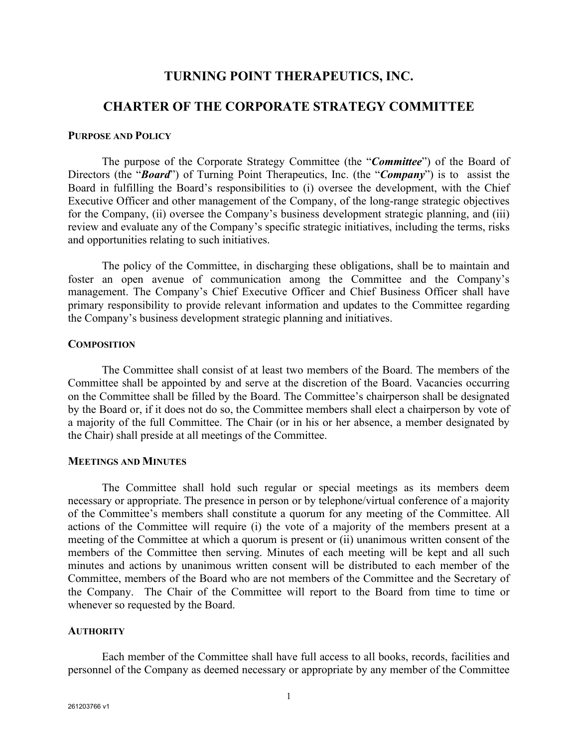# TURNING POINT THERAPEUTICS, INC.

## CHARTER OF THE CORPORATE STRATEGY COMMITTEE

### PURPOSE AND POLICY

The purpose of the Corporate Strategy Committee (the "***Committee***") of the Board of Directors (the "***Board***") of Turning Point Therapeutics, Inc. (the "***Company***") is to assist the Board in fulfilling the Board's responsibilities to (i) oversee the development, with the Chief Executive Officer and other management of the Company, of the long-range strategic objectives for the Company, (ii) oversee the Company's business development strategic planning, and (iii) review and evaluate any of the Company's specific strategic initiatives, including the terms, risks and opportunities relating to such initiatives.

The policy of the Committee, in discharging these obligations, shall be to maintain and foster an open avenue of communication among the Committee and the Company's management. The Company's Chief Executive Officer and Chief Business Officer shall have primary responsibility to provide relevant information and updates to the Committee regarding the Company's business development strategic planning and initiatives.

### COMPOSITION

The Committee shall consist of at least two members of the Board. The members of the Committee shall be appointed by and serve at the discretion of the Board. Vacancies occurring on the Committee shall be filled by the Board. The Committee's chairperson shall be designated by the Board or, if it does not do so, the Committee members shall elect a chairperson by vote of a majority of the full Committee. The Chair (or in his or her absence, a member designated by the Chair) shall preside at all meetings of the Committee.

### MEETINGS AND MINUTES

The Committee shall hold such regular or special meetings as its members deem necessary or appropriate. The presence in person or by telephone/virtual conference of a majority of the Committee's members shall constitute a quorum for any meeting of the Committee. All actions of the Committee will require (i) the vote of a majority of the members present at a meeting of the Committee at which a quorum is present or (ii) unanimous written consent of the members of the Committee then serving. Minutes of each meeting will be kept and all such minutes and actions by unanimous written consent will be distributed to each member of the Committee, members of the Board who are not members of the Committee and the Secretary of the Company. The Chair of the Committee will report to the Board from time to time or whenever so requested by the Board.

### AUTHORITY

Each member of the Committee shall have full access to all books, records, facilities and personnel of the Company as deemed necessary or appropriate by any member of the Committee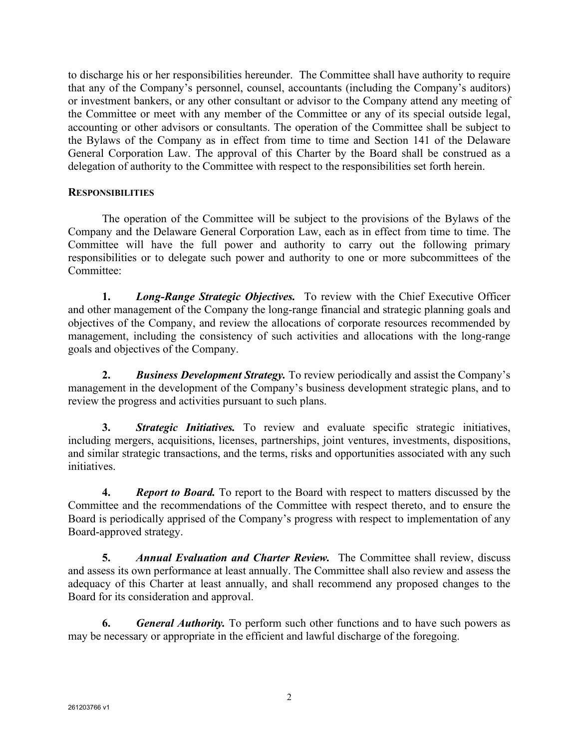to discharge his or her responsibilities hereunder. The Committee shall have authority to require that any of the Company's personnel, counsel, accountants (including the Company's auditors) or investment bankers, or any other consultant or advisor to the Company attend any meeting of the Committee or meet with any member of the Committee or any of its special outside legal, accounting or other advisors or consultants. The operation of the Committee shall be subject to the Bylaws of the Company as in effect from time to time and Section 141 of the Delaware General Corporation Law. The approval of this Charter by the Board shall be construed as a delegation of authority to the Committee with respect to the responsibilities set forth herein.

## RESPONSIBILITIES

The operation of the Committee will be subject to the provisions of the Bylaws of the Company and the Delaware General Corporation Law, each as in effect from time to time. The Committee will have the full power and authority to carry out the following primary responsibilities or to delegate such power and authority to one or more subcommittees of the Committee:

**1.** ***Long-Range Strategic Objectives.*** To review with the Chief Executive Officer and other management of the Company the long-range financial and strategic planning goals and objectives of the Company, and review the allocations of corporate resources recommended by management, including the consistency of such activities and allocations with the long-range goals and objectives of the Company.

**2.** ***Business Development Strategy.*** To review periodically and assist the Company's management in the development of the Company's business development strategic plans, and to review the progress and activities pursuant to such plans.

**3.** ***Strategic Initiatives.*** To review and evaluate specific strategic initiatives, including mergers, acquisitions, licenses, partnerships, joint ventures, investments, dispositions, and similar strategic transactions, and the terms, risks and opportunities associated with any such initiatives.

**4.** ***Report to Board.*** To report to the Board with respect to matters discussed by the Committee and the recommendations of the Committee with respect thereto, and to ensure the Board is periodically apprised of the Company's progress with respect to implementation of any Board-approved strategy.

**5.** ***Annual Evaluation and Charter Review.*** The Committee shall review, discuss and assess its own performance at least annually. The Committee shall also review and assess the adequacy of this Charter at least annually, and shall recommend any proposed changes to the Board for its consideration and approval.

**6.** ***General Authority.*** To perform such other functions and to have such powers as may be necessary or appropriate in the efficient and lawful discharge of the foregoing.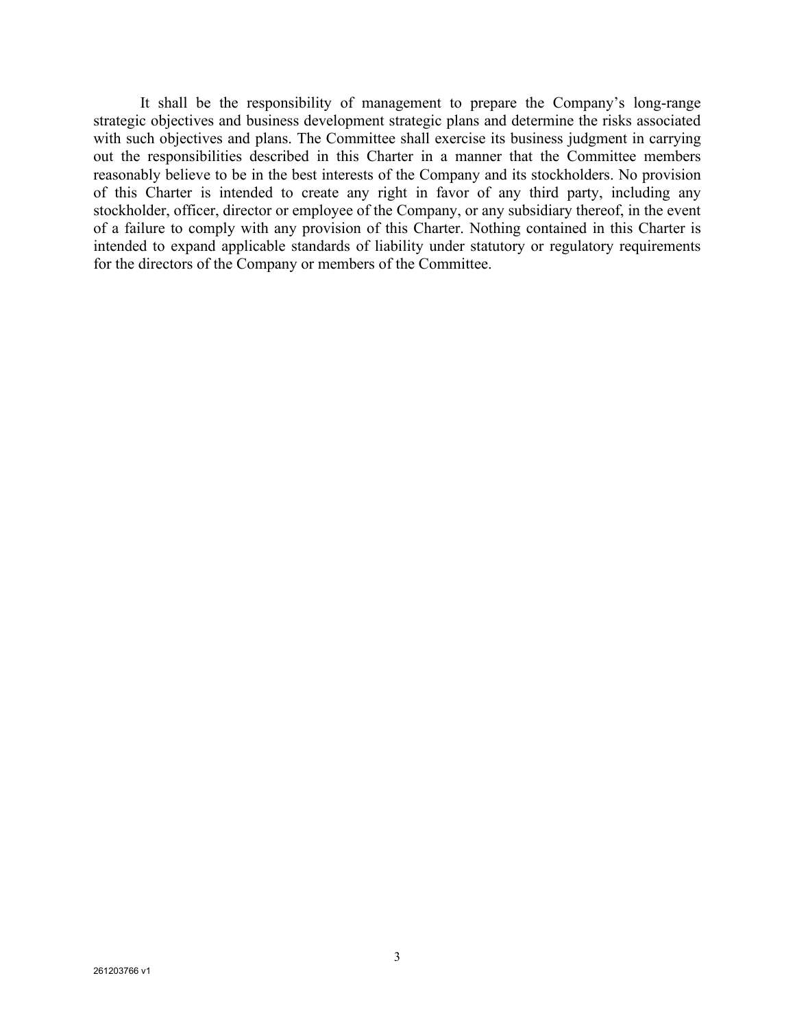It shall be the responsibility of management to prepare the Company's long-range strategic objectives and business development strategic plans and determine the risks associated with such objectives and plans. The Committee shall exercise its business judgment in carrying out the responsibilities described in this Charter in a manner that the Committee members reasonably believe to be in the best interests of the Company and its stockholders. No provision of this Charter is intended to create any right in favor of any third party, including any stockholder, officer, director or employee of the Company, or any subsidiary thereof, in the event of a failure to comply with any provision of this Charter. Nothing contained in this Charter is intended to expand applicable standards of liability under statutory or regulatory requirements for the directors of the Company or members of the Committee.

261203766 v1